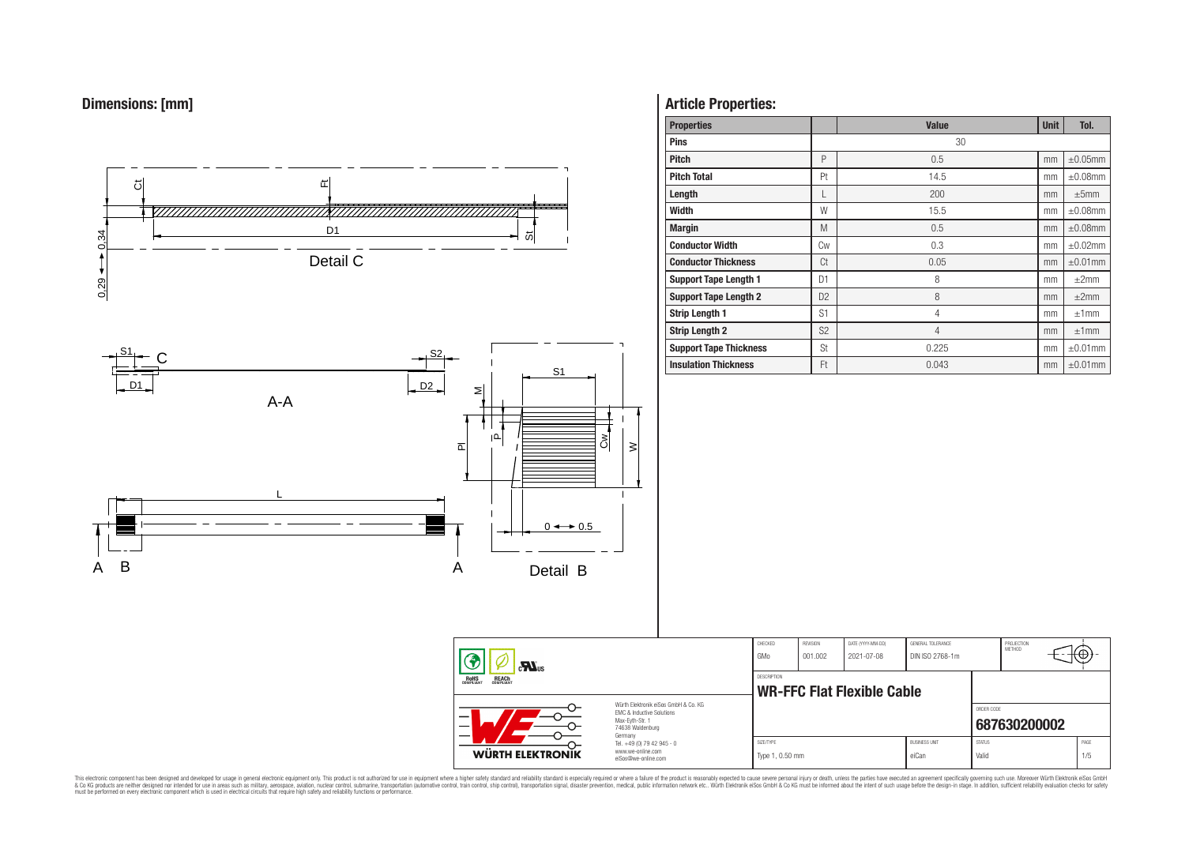## Dimensions: [mm]

Detail C

A-A

Detail B

## Article Properties:

| Properties | | Value | Unit | Tol. |
|---|---|---|---|---|
| Pins | | 30 | | |
| Pitch | P | 0.5 | mm | ±0.05mm |
| Pitch Total | Pt | 14.5 | mm | ±0.08mm |
| Length | L | 200 | mm | ±5mm |
| Width | W | 15.5 | mm | ±0.08mm |
| Margin | M | 0.5 | mm | ±0.08mm |
| Conductor Width | Cw | 0.3 | mm | ±0.02mm |
| Conductor Thickness | Ct | 0.05 | mm | ±0.01mm |
| Support Tape Length 1 | D1 | 8 | mm | ±2mm |
| Support Tape Length 2 | D2 | 8 | mm | ±2mm |
| Strip Length 1 | S1 | 4 | mm | ±1mm |
| Strip Length 2 | S2 | 4 | mm | ±1mm |
| Support Tape Thickness | St | 0.225 | mm | ±0.01mm |
| Insulation Thickness | Ft | 0.043 | mm | ±0.01mm |

| CHECKED | REVISION | DATE (YYYY-MM-DD) | GENERAL TOLERANCE | PROJECTION METHOD |
|---|---|---|---|---|
| GMo | 001.002 | 2021-07-08 | DIN ISO 2768-1m | |

DESCRIPTION: **WR-FFC Flat Flexible Cable**

ORDER CODE: **687630200002**

| SIZE/TYPE | BUSINESS UNIT | STATUS | PAGE |
|---|---|---|---|
| Type 1, 0.50 mm | eiCan | Valid | 1/5 |

Würth Elektronik eiSos GmbH & Co. KG
EMC & Inductive Solutions
Max-Eyth-Str. 1
74638 Waldenburg
Germany
Tel. +49 (0) 79 42 945 - 0
www.we-online.com
eiSos@we-online.com

This electronic component has been designed and developed for usage in general electronic equipment only. This product is not authorized for use in equipment where a higher safety standard and reliability standard is especially required or where a failure of the product is reasonably expected to cause severe personal injury or death, unless the parties have executed an agreement specifically governing such use. Moreover Würth Elektronik eiSos GmbH & Co KG products are neither designed nor intended for use in areas such as military, aerospace, aviation, nuclear control, submarine, transportation (automotive control, train control, ship control), transportation signal, disaster prevention, medical, public information network etc.. Würth Elektronik eiSos GmbH & Co KG must be informed about the intent of such usage before the design-in stage. In addition, sufficient reliability evaluation checks for safety must be performed on every electronic component which is used in electrical circuits that require high safety and reliability functions or performance.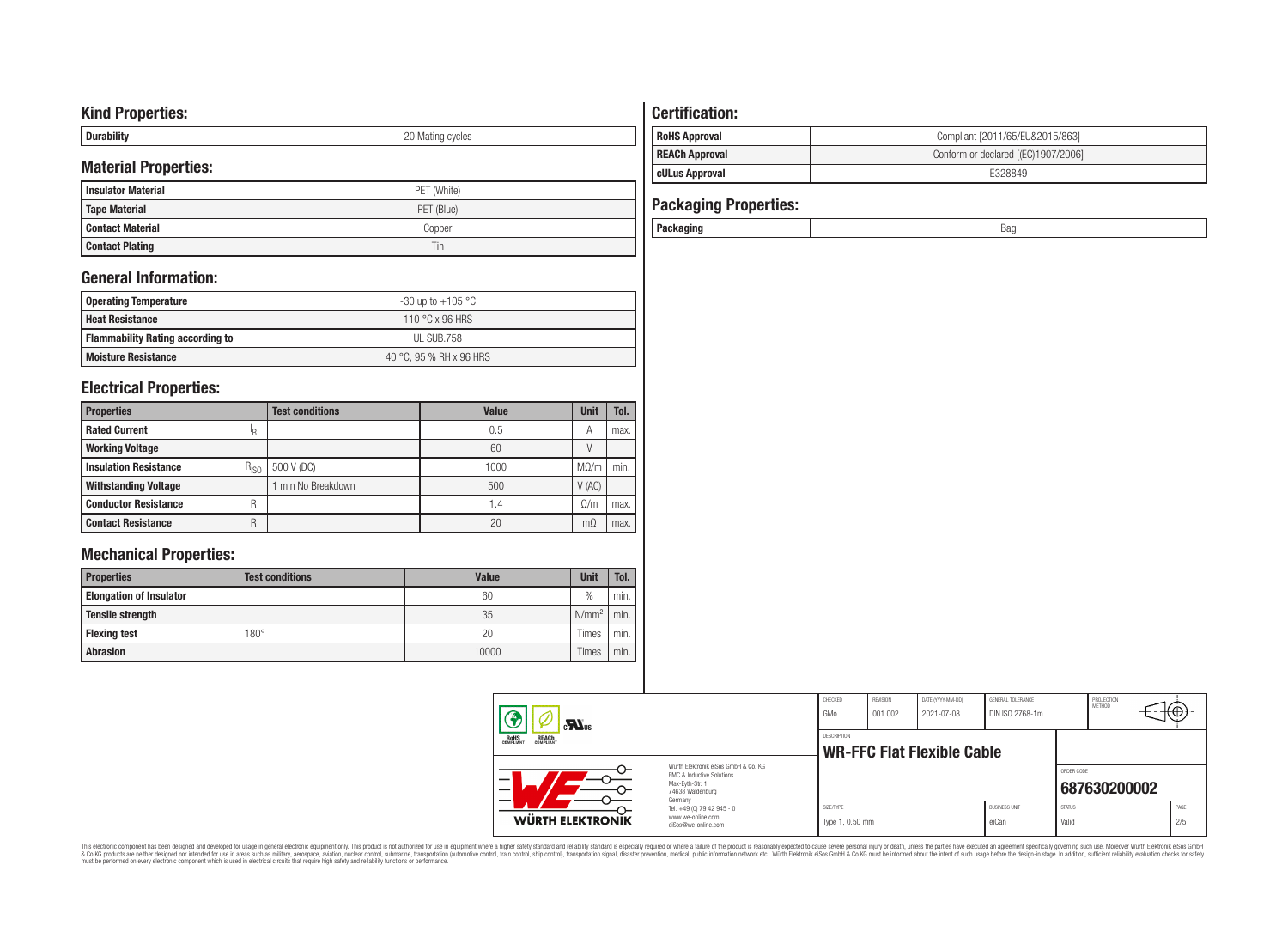## Kind Properties:

| Durability | 20 Mating cycles |
|---|---|

## Material Properties:

| Insulator Material | PET (White) |
|---|---|
| Tape Material | PET (Blue) |
| Contact Material | Copper |
| Contact Plating | Tin |

## General Information:

| Operating Temperature | -30 up to +105 °C |
|---|---|
| Heat Resistance | 110 °C x 96 HRS |
| Flammability Rating according to | UL SUB.758 |
| Moisture Resistance | 40 °C, 95 % RH x 96 HRS |

## Electrical Properties:

| Properties | | Test conditions | Value | Unit | Tol. |
|---|---|---|---|---|---|
| Rated Current | $I_R$ | | 0.5 | A | max. |
| Working Voltage | | | 60 | V | |
| Insulation Resistance | $R_{ISO}$ | 500 V (DC) | 1000 | MΩ/m | min. |
| Withstanding Voltage | | 1 min No Breakdown | 500 | V (AC) | |
| Conductor Resistance | R | | 1.4 | Ω/m | max. |
| Contact Resistance | R | | 20 | mΩ | max. |

## Mechanical Properties:

| Properties | Test conditions | Value | Unit | Tol. |
|---|---|---|---|---|
| Elongation of Insulator | | 60 | % | min. |
| Tensile strength | | 35 | $N/mm^2$ | min. |
| Flexing test | 180° | 20 | Times | min. |
| Abrasion | | 10000 | Times | min. |

## Certification:

| RoHS Approval | Compliant [2011/65/EU&2015/863] |
|---|---|
| REACh Approval | Conform or declared [(EC)1907/2006] |
| cULus Approval | E328849 |

## Packaging Properties:

| Packaging | Bag |
|---|---|

| CHECKED | REVISION | DATE (YYYY-MM-DD) | GENERAL TOLERANCE | PROJECTION METHOD |
|---|---|---|---|---|
| GMo | 001.002 | 2021-07-08 | DIN ISO 2768-1m | |

DESCRIPTION: **WR-FFC Flat Flexible Cable**

ORDER CODE: **687630200002**

| SIZE/TYPE | BUSINESS UNIT | STATUS | PAGE |
|---|---|---|---|
| Type 1, 0.50 mm | eiCan | Valid | 2/5 |

Würth Elektronik eiSos GmbH & Co. KG
EMC & Inductive Solutions
Max-Eyth-Str. 1
74638 Waldenburg
Germany
Tel. +49 (0) 79 42 945 - 0
www.we-online.com
eiSos@we-online.com

WÜRTH ELEKTRONIK

This electronic component has been designed and developed for usage in general electronic equipment only. This product is not authorized for use in equipment where a higher safety standard and reliability standard is especially required or where a failure of the product is reasonably expected to cause severe personal injury or death, unless the parties have executed an agreement specifically governing such usage. Moreover Würth Elektronik eiSos GmbH & Co KG products are neither designed nor intended for use in areas such as military, aerospace, aviation, nuclear control, submarine, transportation (automotive control, train control, ship control), transportation signal, disaster prevention, medical, public information network etc.. Würth Elektronik eiSos GmbH & Co KG must be informed about the intent of such usage before the design-in stage. In addition, sufficient reliability evaluation checks for safety must be performed on every electronic component which is used in electrical circuits that require high safety and reliability functions or performance.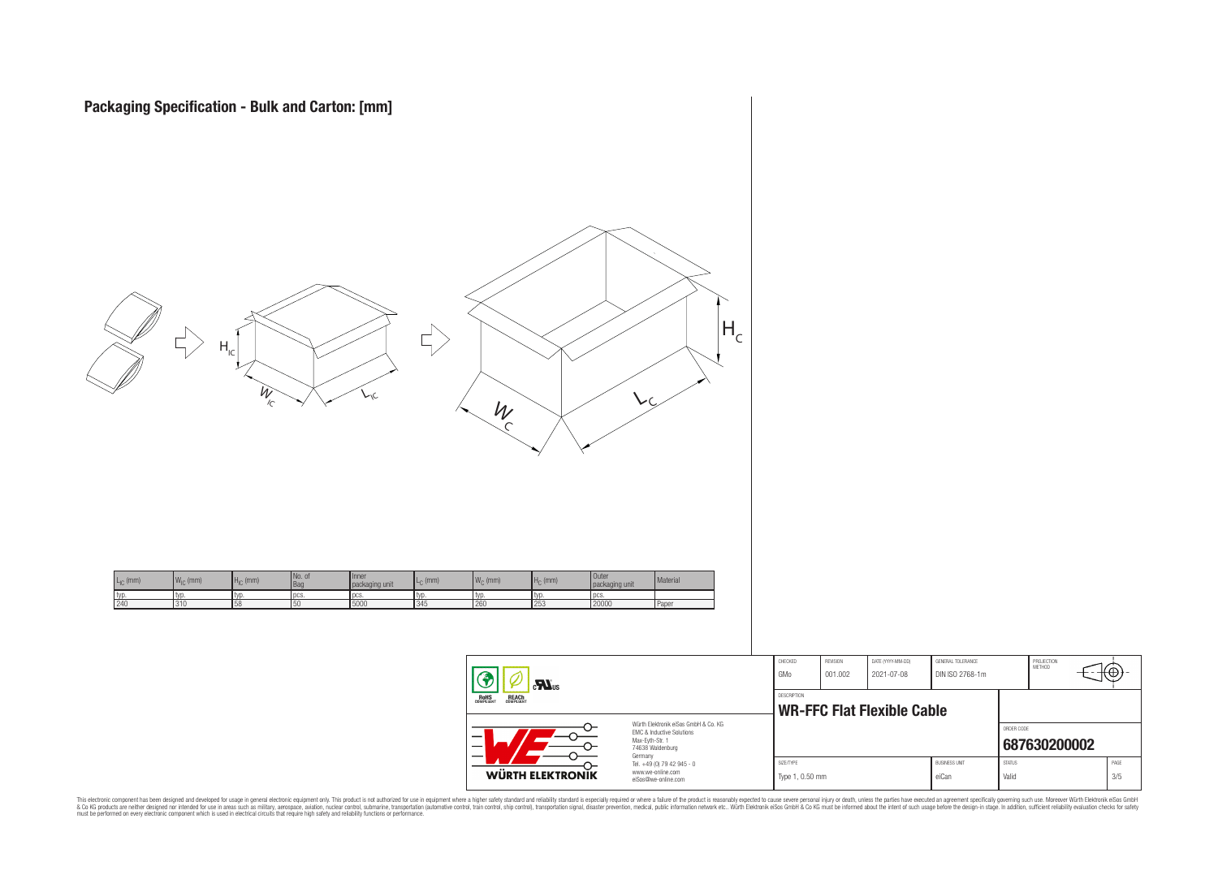# Packaging Specification - Bulk and Carton: [mm]

| $L_{IC}$ (mm) | $W_{IC}$ (mm) | $H_{IC}$ (mm) | No. of Bag | Inner packaging unit | $L_C$ (mm) | $W_C$ (mm) | $H_C$ (mm) | Outer packaging unit | Material |
|---|---|---|---|---|---|---|---|---|---|
| typ. | typ. | typ. | pcs. | pcs. | typ. | typ. | typ. | pcs. | |
| 240 | 310 | 58 | 50 | 5000 | 345 | 260 | 253 | 20000 | Paper |

| CHECKED | REVISION | DATE (YYYY-MM-DD) | GENERAL TOLERANCE | PROJECTION METHOD |
|---|---|---|---|---|
| GMo | 001.002 | 2021-07-08 | DIN ISO 2768-1m | |

DESCRIPTION

**WR-FFC Flat Flexible Cable**

ORDER CODE

**687630200002**

| SIZE/TYPE | BUSINESS UNIT | STATUS | PAGE |
|---|---|---|---|
| Type 1, 0.50 mm | eiCan | Valid | 3/5 |

Würth Elektronik eiSos GmbH & Co. KG
EMC & Inductive Solutions
Max-Eyth-Str. 1
74638 Waldenburg
Germany
Tel. +49 (0) 79 42 945 - 0
www.we-online.com
eiSos@we-online.com

WÜRTH ELEKTRONIK

RoHS COMPLIANT REACh COMPLIANT

This electronic component has been designed and developed for usage in general electronic equipment only. This product is not authorized for use in equipment where a higher safety standard and reliability standard is especially required or where a failure of the product is reasonably expected to cause severe personal injury or death, unless the parties have executed an agreement specifically governing such use. Moreover Würth Elektronik eiSos GmbH & Co KG products are neither designed nor intended for use in areas such as military, aerospace, aviation, nuclear control, submarine, transportation (automotive control, train control, ship control), transportation signal, disaster prevention, medical, public information network etc.. Würth Elektronik eiSos GmbH & Co KG must be informed about the intent of such usage before the design-in stage. In addition, sufficient reliability evaluation checks for safety must be performed on every electronic component which is used in electrical circuits that require high safety and reliability functions or performance.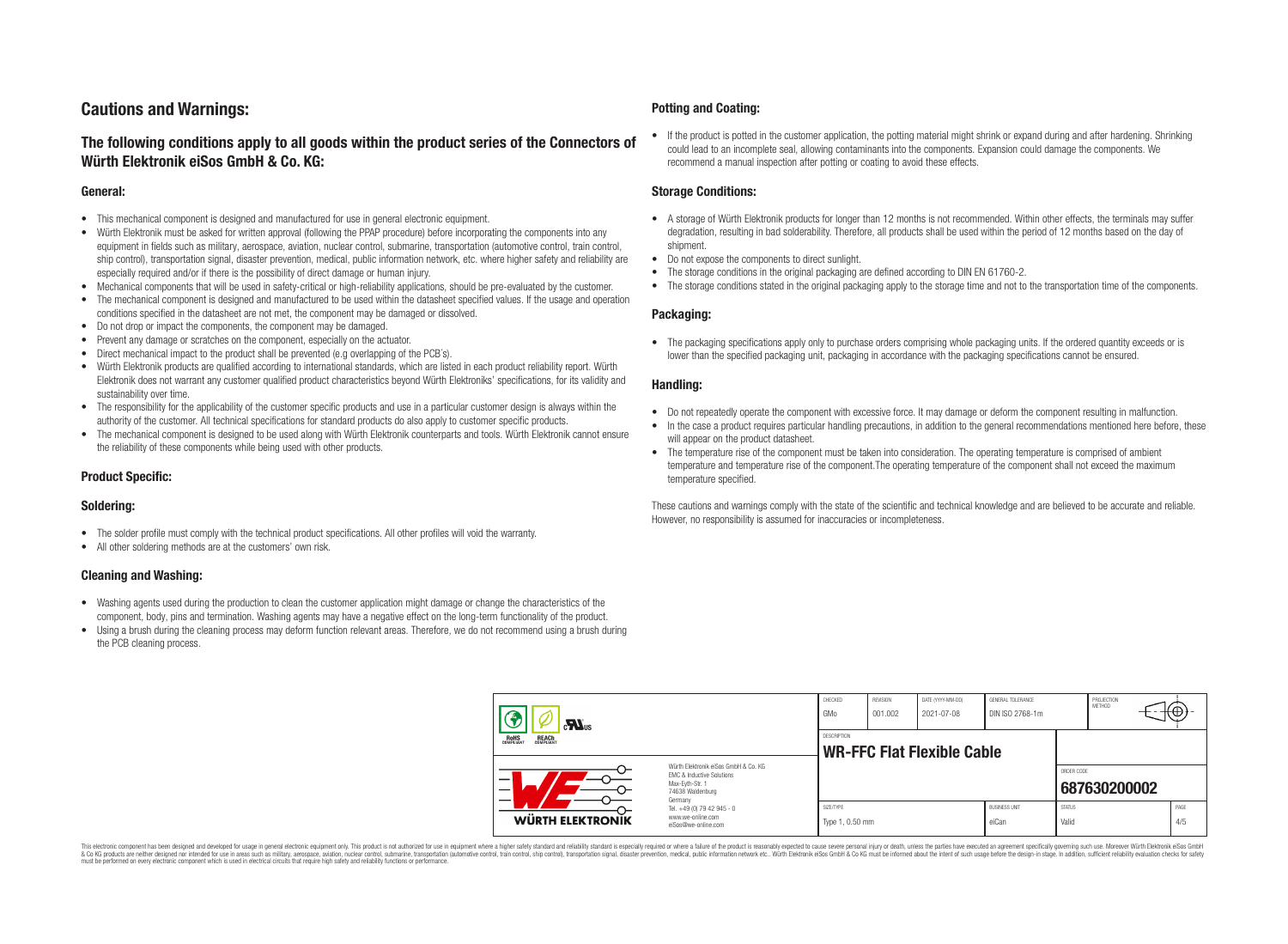## Cautions and Warnings:

### The following conditions apply to all goods within the product series of the Connectors of Würth Elektronik eiSos GmbH & Co. KG:

#### General:

- This mechanical component is designed and manufactured for use in general electronic equipment.
- Würth Elektronik must be asked for written approval (following the PPAP procedure) before incorporating the components into any equipment in fields such as military, aerospace, aviation, nuclear control, submarine, transportation (automotive control, train control, ship control), transportation signal, disaster prevention, medical, public information network, etc. where higher safety and reliability are especially required and/or if there is the possibility of direct damage or human injury.
- Mechanical components that will be used in safety-critical or high-reliability applications, should be pre-evaluated by the customer.
- The mechanical component is designed and manufactured to be used within the datasheet specified values. If the usage and operation conditions specified in the datasheet are not met, the component may be damaged or dissolved.
- Do not drop or impact the components, the component may be damaged.
- Prevent any damage or scratches on the component, especially on the actuator.
- Direct mechanical impact to the product shall be prevented (e.g overlapping of the PCB´s).
- Würth Elektronik products are qualified according to international standards, which are listed in each product reliability report. Würth Elektronik does not warrant any customer qualified product characteristics beyond Würth Elektroniks' specifications, for its validity and sustainability over time.
- The responsibility for the applicability of the customer specific products and use in a particular customer design is always within the authority of the customer. All technical specifications for standard products do also apply to customer specific products.
- The mechanical component is designed to be used along with Würth Elektronik counterparts and tools. Würth Elektronik cannot ensure the reliability of these components while being used with other products.

#### Product Specific:

#### Soldering:

- The solder profile must comply with the technical product specifications. All other profiles will void the warranty.
- All other soldering methods are at the customers' own risk.

#### Cleaning and Washing:

- Washing agents used during the production to clean the customer application might damage or change the characteristics of the component, body, pins and termination. Washing agents may have a negative effect on the long-term functionality of the product.
- Using a brush during the cleaning process may deform function relevant areas. Therefore, we do not recommend using a brush during the PCB cleaning process.

#### Potting and Coating:

- If the product is potted in the customer application, the potting material might shrink or expand during and after hardening. Shrinking could lead to an incomplete seal, allowing contaminants into the components. Expansion could damage the components. We recommend a manual inspection after potting or coating to avoid these effects.

#### Storage Conditions:

- A storage of Würth Elektronik products for longer than 12 months is not recommended. Within other effects, the terminals may suffer degradation, resulting in bad solderability. Therefore, all products shall be used within the period of 12 months based on the day of shipment.
- Do not expose the components to direct sunlight.
- The storage conditions in the original packaging are defined according to DIN EN 61760-2.
- The storage conditions stated in the original packaging apply to the storage time and not to the transportation time of the components.

#### Packaging:

- The packaging specifications apply only to purchase orders comprising whole packaging units. If the ordered quantity exceeds or is lower than the specified packaging unit, packaging in accordance with the packaging specifications cannot be ensured.

#### Handling:

- Do not repeatedly operate the component with excessive force. It may damage or deform the component resulting in malfunction.
- In the case a product requires particular handling precautions, in addition to the general recommendations mentioned here before, these will appear on the product datasheet.
- The temperature rise of the component must be taken into consideration. The operating temperature is comprised of ambient temperature and temperature rise of the component.The operating temperature of the component shall not exceed the maximum temperature specified.

These cautions and warnings comply with the state of the scientific and technical knowledge and are believed to be accurate and reliable. However, no responsibility is assumed for inaccuracies or incompleteness.

| CHECKED | REVISION | DATE (YYYY-MM-DD) | GENERAL TOLERANCE | PROJECTION METHOD |
|---|---|---|---|---|
| GMo | 001.002 | 2021-07-08 | DIN ISO 2768-1m | |

| DESCRIPTION | ORDER CODE |
|---|---|
| **WR-FFC Flat Flexible Cable** | **687630200002** |

| SIZE/TYPE | BUSINESS UNIT | STATUS | PAGE |
|---|---|---|---|
| Type 1, 0.50 mm | eiCan | Valid | 4/5 |

Würth Elektronik eiSos GmbH & Co. KG
EMC & Inductive Solutions
Max-Eyth-Str. 1
74638 Waldenburg
Germany
Tel. +49 (0) 79 42 945 - 0
www.we-online.com
eiSos@we-online.com

This electronic component has been designed and developed for usage in general electronic equipment only. This product is not authorized for use in equipment where a higher safety standard and reliability standard is especially required or where a failure of the product is reasonably expected to cause severe personal injury or death, unless the parties have executed an agreement specifically governing such usage. Moreover Würth Elektronik eiSos GmbH & Co KG products are neither designed nor intended for use in areas such as military, aerospace, aviation, nuclear control, submarine, transportation (automotive control, train control, ship control), transportation signal, disaster prevention, medical, public information network etc.. Würth Elektronik eiSos GmbH & Co KG must be informed about the intent of such usage before the design-in stage. In addition, sufficient reliability evaluation checks for safety must be performed on every electronic component which is used in electrical circuits that require high safety and reliability functions or performance.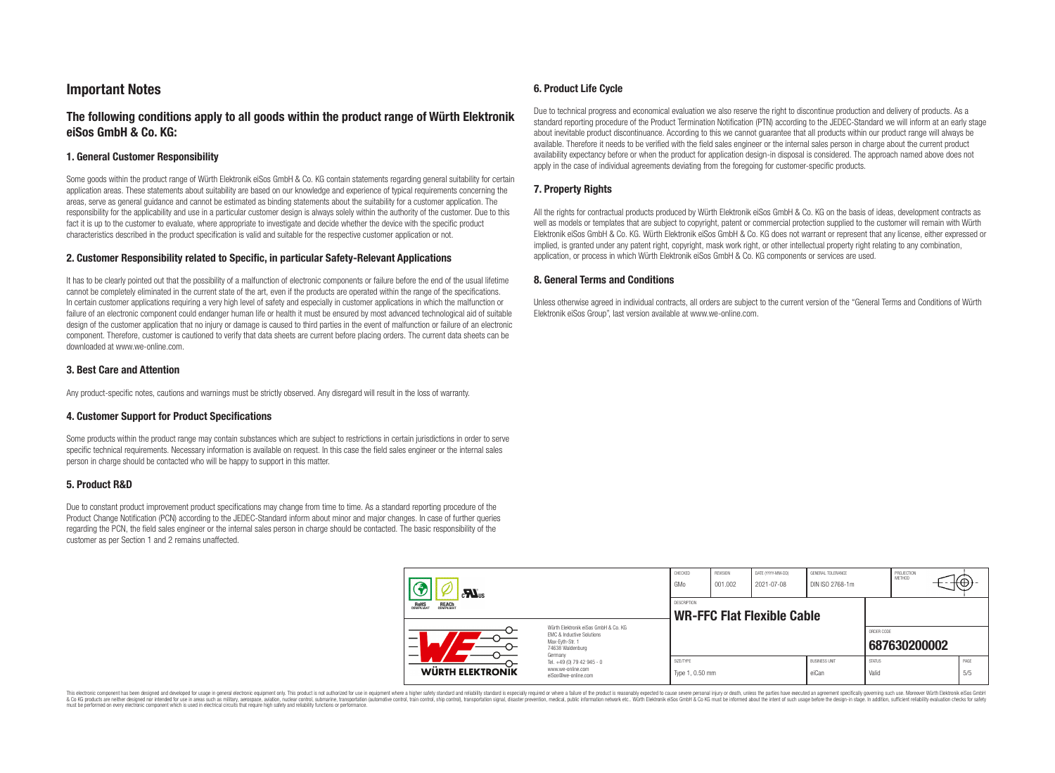# Important Notes

## The following conditions apply to all goods within the product range of Würth Elektronik eiSos GmbH & Co. KG:

### 1. General Customer Responsibility

Some goods within the product range of Würth Elektronik eiSos GmbH & Co. KG contain statements regarding general suitability for certain application areas. These statements about suitability are based on our knowledge and experience of typical requirements concerning the areas, serve as general guidance and cannot be estimated as binding statements about the suitability for a customer application. The responsibility for the applicability and use in a particular customer design is always solely within the authority of the customer. Due to this fact it is up to the customer to evaluate, where appropriate to investigate and decide whether the device with the specific product characteristics described in the product specification is valid and suitable for the respective customer application or not.

### 2. Customer Responsibility related to Specific, in particular Safety-Relevant Applications

It has to be clearly pointed out that the possibility of a malfunction of electronic components or failure before the end of the usual lifetime cannot be completely eliminated in the current state of the art, even if the products are operated within the range of the specifications. In certain customer applications requiring a very high level of safety and especially in customer applications in which the malfunction or failure of an electronic component could endanger human life or health it must be ensured by most advanced technological aid of suitable design of the customer application that no injury or damage is caused to third parties in the event of malfunction or failure of an electronic component. Therefore, customer is cautioned to verify that data sheets are current before placing orders. The current data sheets can be downloaded at www.we-online.com.

### 3. Best Care and Attention

Any product-specific notes, cautions and warnings must be strictly observed. Any disregard will result in the loss of warranty.

### 4. Customer Support for Product Specifications

Some products within the product range may contain substances which are subject to restrictions in certain jurisdictions in order to serve specific technical requirements. Necessary information is available on request. In this case the field sales engineer or the internal sales person in charge should be contacted who will be happy to support in this matter.

### 5. Product R&D

Due to constant product improvement product specifications may change from time to time. As a standard reporting procedure of the Product Change Notification (PCN) according to the JEDEC-Standard inform about minor and major changes. In case of further queries regarding the PCN, the field sales engineer or the internal sales person in charge should be contacted. The basic responsibility of the customer as per Section 1 and 2 remains unaffected.

### 6. Product Life Cycle

Due to technical progress and economical evaluation we also reserve the right to discontinue production and delivery of products. As a standard reporting procedure of the Product Termination Notification (PTN) according to the JEDEC-Standard we will inform at an early stage about inevitable product discontinuance. According to this we cannot guarantee that all products within our product range will always be available. Therefore it needs to be verified with the field sales engineer or the internal sales person in charge about the current product availability expectancy before or when the product for application design-in disposal is considered. The approach named above does not apply in the case of individual agreements deviating from the foregoing for customer-specific products.

### 7. Property Rights

All the rights for contractual products produced by Würth Elektronik eiSos GmbH & Co. KG on the basis of ideas, development contracts as well as models or templates that are subject to copyright, patent or commercial protection supplied to the customer will remain with Würth Elektronik eiSos GmbH & Co. KG. Würth Elektronik eiSos GmbH & Co. KG does not warrant or represent that any license, either expressed or implied, is granted under any patent right, copyright, mask work right, or other intellectual property right relating to any combination, application, or process in which Würth Elektronik eiSos GmbH & Co. KG components or services are used.

### 8. General Terms and Conditions

Unless otherwise agreed in individual contracts, all orders are subject to the current version of the "General Terms and Conditions of Würth Elektronik eiSos Group", last version available at www.we-online.com.

| | | | | | | | |
|---|---|---|---|---|---|---|---|
| RoHS COMPLIANT, REACh COMPLIANT | | CHECKED: GMo | REVISION: 001.002 | DATE (YYYY-MM-DD): 2021-07-08 | GENERAL TOLERANCE: DIN ISO 2768-1m | PROJECTION METHOD | |
| | | DESCRIPTION: **WR-FFC Flat Flexible Cable** | | | | | |
| WÜRTH ELEKTRONIK | Würth Elektronik eiSos GmbH & Co. KG, EMC & Inductive Solutions, Max-Eyth-Str. 1, 74638 Waldenburg, Germany, Tel. +49 (0) 79 42 945 - 0, www.we-online.com, eiSos@we-online.com | | | | | ORDER CODE: **687630200002** | |
| | | SIZE/TYPE: Type 1, 0.50 mm | | | BUSINESS UNIT: eiCan | STATUS: Valid | PAGE: 5/5 |

This electronic component has been designed and developed for usage in general electronic equipment only. This product is not authorized for use in equipment where a higher safety standard and reliability standard is especially required or where a failure of the product is reasonably expected to cause severe personal injury or death, unless the parties have executed an agreement specifically governing such use. Moreover Würth Elektronik eiSos GmbH & Co KG products are neither designed nor intended for use in areas such as military, aerospace, aviation, nuclear control, submarine, transportation (automotive control, train control, ship control), transportation signal, disaster prevention, medical, public information network etc.. Würth Elektronik eiSos GmbH & Co KG must be informed about the intent of such usage before the design-in stage. In addition, sufficient reliability evaluation checks for safety must be performed on every electronic component which is used in electrical circuits that require high safety and reliability functions or performance.